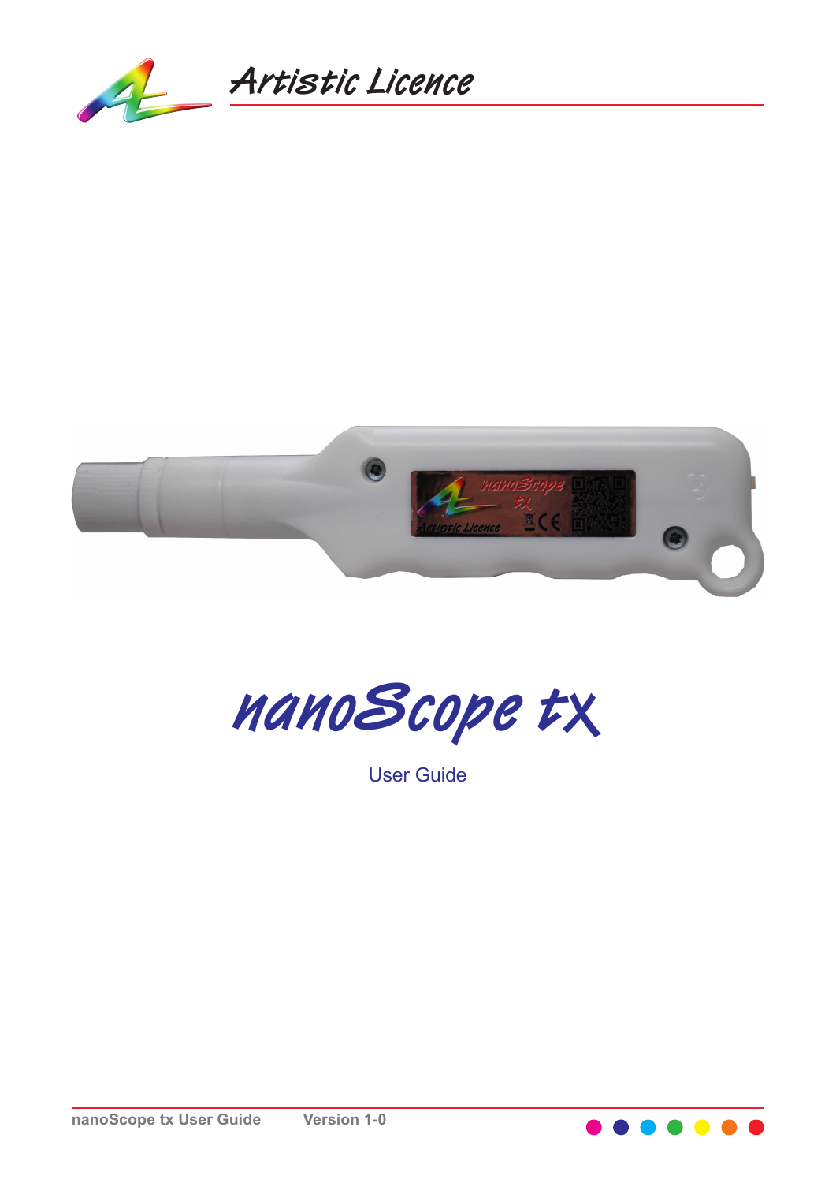Artistic Licence

# nanoScope tx

User Guide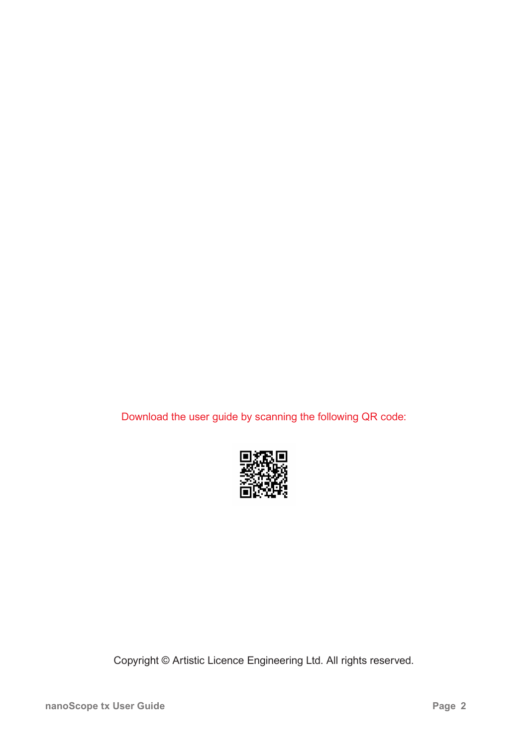Download the user guide by scanning the following QR code:

Copyright © Artistic Licence Engineering Ltd. All rights reserved.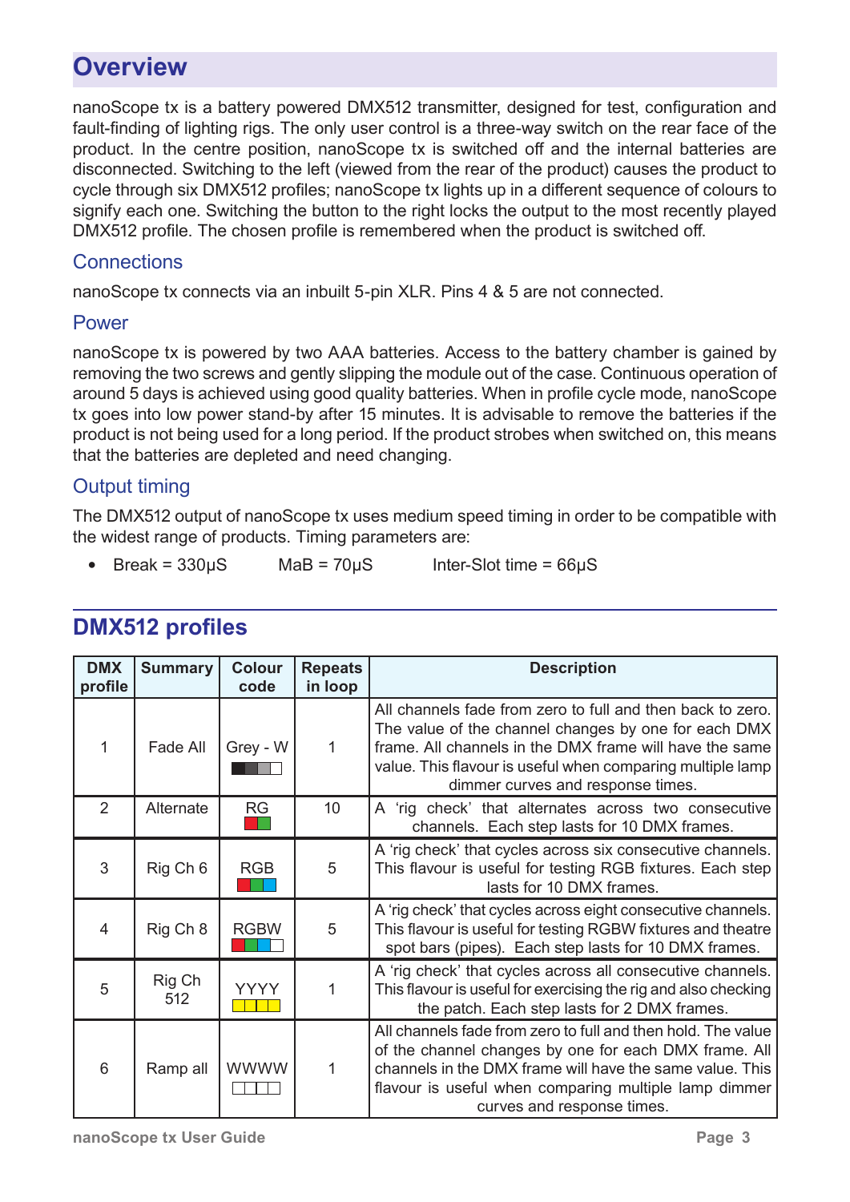# Overview

nanoScope tx is a battery powered DMX512 transmitter, designed for test, configuration and fault-finding of lighting rigs. The only user control is a three-way switch on the rear face of the product. In the centre position, nanoScope tx is switched off and the internal batteries are disconnected. Switching to the left (viewed from the rear of the product) causes the product to cycle through six DMX512 profiles; nanoScope tx lights up in a different sequence of colours to signify each one. Switching the button to the right locks the output to the most recently played DMX512 profile. The chosen profile is remembered when the product is switched off.

## Connections

nanoScope tx connects via an inbuilt 5-pin XLR. Pins 4 & 5 are not connected.

## Power

nanoScope tx is powered by two AAA batteries. Access to the battery chamber is gained by removing the two screws and gently slipping the module out of the case. Continuous operation of around 5 days is achieved using good quality batteries. When in profile cycle mode, nanoScope tx goes into low power stand-by after 15 minutes. It is advisable to remove the batteries if the product is not being used for a long period. If the product strobes when switched on, this means that the batteries are depleted and need changing.

## Output timing

The DMX512 output of nanoScope tx uses medium speed timing in order to be compatible with the widest range of products. Timing parameters are:

- Break = 330μS MaB = 70μS Inter-Slot time = 66μS

# DMX512 profiles

| DMX profile | Summary | Colour code | Repeats in loop | Description |
|---|---|---|---|---|
| 1 | Fade All | Grey - W | 1 | All channels fade from zero to full and then back to zero. The value of the channel changes by one for each DMX frame. All channels in the DMX frame will have the same value. This flavour is useful when comparing multiple lamp dimmer curves and response times. |
| 2 | Alternate | RG | 10 | A 'rig check' that alternates across two consecutive channels. Each step lasts for 10 DMX frames. |
| 3 | Rig Ch 6 | RGB | 5 | A 'rig check' that cycles across six consecutive channels. This flavour is useful for testing RGB fixtures. Each step lasts for 10 DMX frames. |
| 4 | Rig Ch 8 | RGBW | 5 | A 'rig check' that cycles across eight consecutive channels. This flavour is useful for testing RGBW fixtures and theatre spot bars (pipes). Each step lasts for 10 DMX frames. |
| 5 | Rig Ch 512 | YYYY | 1 | A 'rig check' that cycles across all consecutive channels. This flavour is useful for exercising the rig and also checking the patch. Each step lasts for 2 DMX frames. |
| 6 | Ramp all | WWWW | 1 | All channels fade from zero to full and then hold. The value of the channel changes by one for each DMX frame. All channels in the DMX frame will have the same value. This flavour is useful when comparing multiple lamp dimmer curves and response times. |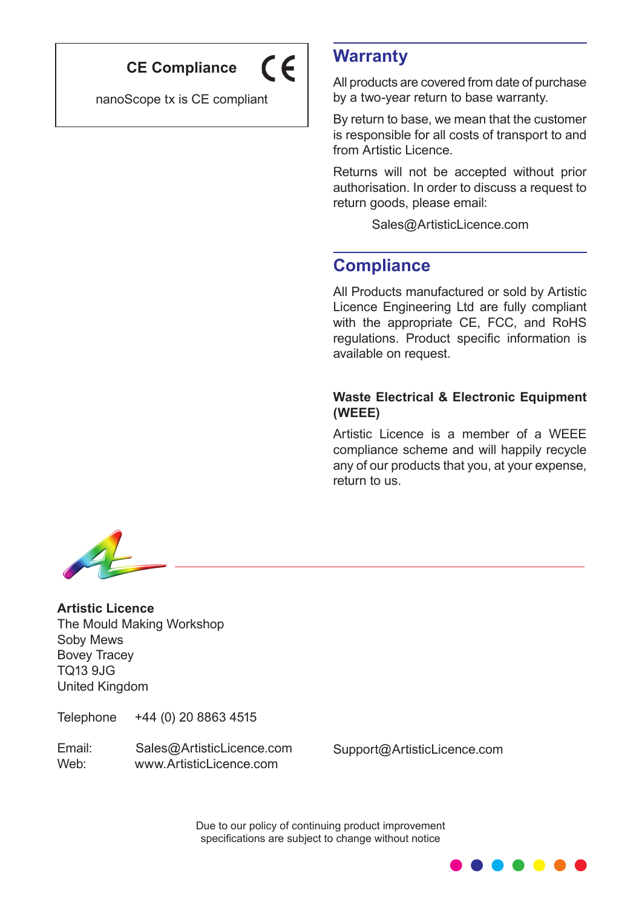## CE Compliance

nanoScope tx is CE compliant

## Warranty

All products are covered from date of purchase by a two-year return to base warranty.

By return to base, we mean that the customer is responsible for all costs of transport to and from Artistic Licence.

Returns will not be accepted without prior authorisation. In order to discuss a request to return goods, please email:

Sales@ArtisticLicence.com

## Compliance

All Products manufactured or sold by Artistic Licence Engineering Ltd are fully compliant with the appropriate CE, FCC, and RoHS regulations. Product specific information is available on request.

### Waste Electrical & Electronic Equipment (WEEE)

Artistic Licence is a member of a WEEE compliance scheme and will happily recycle any of our products that you, at your expense, return to us.

**Artistic Licence**
The Mould Making Workshop
Soby Mews
Bovey Tracey
TQ13 9JG
United Kingdom

Telephone +44 (0) 20 8863 4515

Email: Sales@ArtisticLicence.com
Web: www.ArtisticLicence.com

Support@ArtisticLicence.com

Due to our policy of continuing product improvement specifications are subject to change without notice